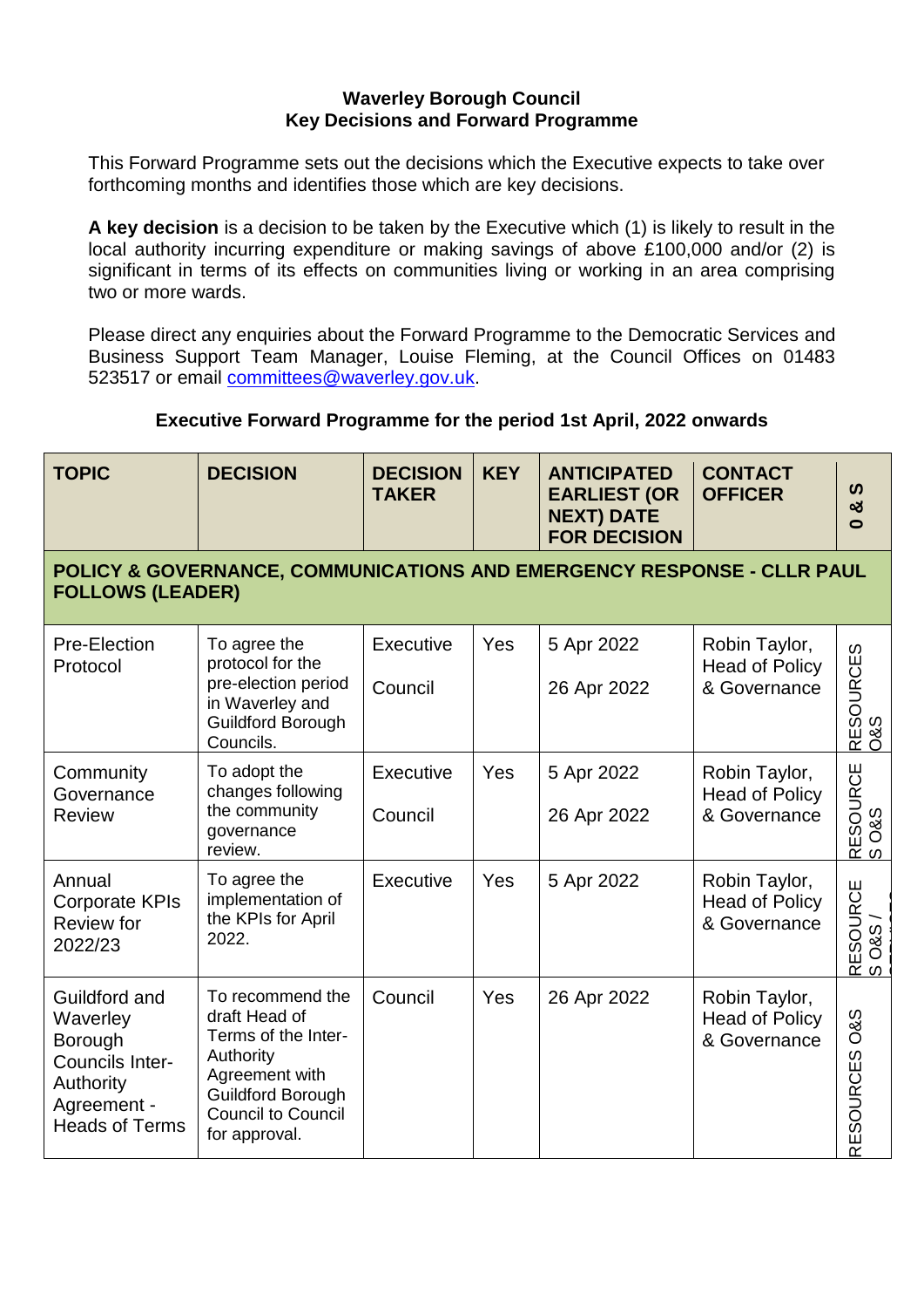**Waverley Borough Council**
**Key Decisions and Forward Programme**

This Forward Programme sets out the decisions which the Executive expects to take over forthcoming months and identifies those which are key decisions.

**A key decision** is a decision to be taken by the Executive which (1) is likely to result in the local authority incurring expenditure or making savings of above £100,000 and/or (2) is significant in terms of its effects on communities living or working in an area comprising two or more wards.

Please direct any enquiries about the Forward Programme to the Democratic Services and Business Support Team Manager, Louise Fleming, at the Council Offices on 01483 523517 or email committees@waverley.gov.uk.

**Executive Forward Programme for the period 1st April, 2022 onwards**

| TOPIC | DECISION | DECISION TAKER | KEY | ANTICIPATED EARLIEST (OR NEXT) DATE FOR DECISION | CONTACT OFFICER | O & S |
|---|---|---|---|---|---|---|
| **POLICY & GOVERNANCE, COMMUNICATIONS AND EMERGENCY RESPONSE - CLLR PAUL FOLLOWS (LEADER)** | | | | | | |
| Pre-Election Protocol | To agree the protocol for the pre-election period in Waverley and Guildford Borough Councils. | Executive<br>Council | Yes | 5 Apr 2022<br>26 Apr 2022 | Robin Taylor, Head of Policy & Governance | RESOURCES O&S |
| Community Governance Review | To adopt the changes following the community governance review. | Executive<br>Council | Yes | 5 Apr 2022<br>26 Apr 2022 | Robin Taylor, Head of Policy & Governance | RESOURCES O&S |
| Annual Corporate KPIs Review for 2022/23 | To agree the implementation of the KPIs for April 2022. | Executive | Yes | 5 Apr 2022 | Robin Taylor, Head of Policy & Governance | RESOURCES O&S / |
| Guildford and Waverley Borough Councils Inter-Authority Agreement - Heads of Terms | To recommend the draft Head of Terms of the Inter-Authority Agreement with Guildford Borough Council to Council for approval. | Council | Yes | 26 Apr 2022 | Robin Taylor, Head of Policy & Governance | RESOURCES O&S |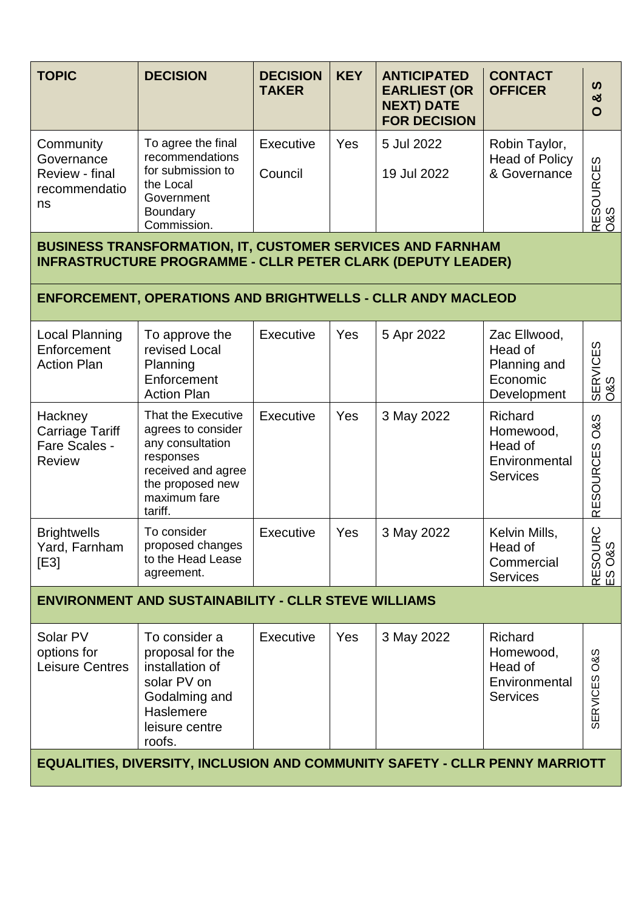| TOPIC | DECISION | DECISION TAKER | KEY | ANTICIPATED EARLIEST (OR NEXT) DATE FOR DECISION | CONTACT OFFICER | O & S |
|---|---|---|---|---|---|---|
| Community Governance Review - final recommendations | To agree the final recommendations for submission to the Local Government Boundary Commission. | Executive<br><br>Council | Yes | 5 Jul 2022<br><br>19 Jul 2022 | Robin Taylor, Head of Policy & Governance | RESOURCES O&S |
| **BUSINESS TRANSFORMATION, IT, CUSTOMER SERVICES AND FARNHAM INFRASTRUCTURE PROGRAMME - CLLR PETER CLARK (DEPUTY LEADER)** | | | | | | |
| **ENFORCEMENT, OPERATIONS AND BRIGHTWELLS - CLLR ANDY MACLEOD** | | | | | | |
| Local Planning Enforcement Action Plan | To approve the revised Local Planning Enforcement Action Plan | Executive | Yes | 5 Apr 2022 | Zac Ellwood, Head of Planning and Economic Development | SERVICES O&S |
| Hackney Carriage Tariff Fare Scales - Review | That the Executive agrees to consider any consultation responses received and agree the proposed new maximum fare tariff. | Executive | Yes | 3 May 2022 | Richard Homewood, Head of Environmental Services | RESOURCES O&S |
| Brightwells Yard, Farnham [E3] | To consider proposed changes to the Head Lease agreement. | Executive | Yes | 3 May 2022 | Kelvin Mills, Head of Commercial Services | RESOURCES O&S |
| **ENVIRONMENT AND SUSTAINABILITY - CLLR STEVE WILLIAMS** | | | | | | |
| Solar PV options for Leisure Centres | To consider a proposal for the installation of solar PV on Godalming and Haslemere leisure centre roofs. | Executive | Yes | 3 May 2022 | Richard Homewood, Head of Environmental Services | SERVICES O&S |
| **EQUALITIES, DIVERSITY, INCLUSION AND COMMUNITY SAFETY - CLLR PENNY MARRIOTT** | | | | | | |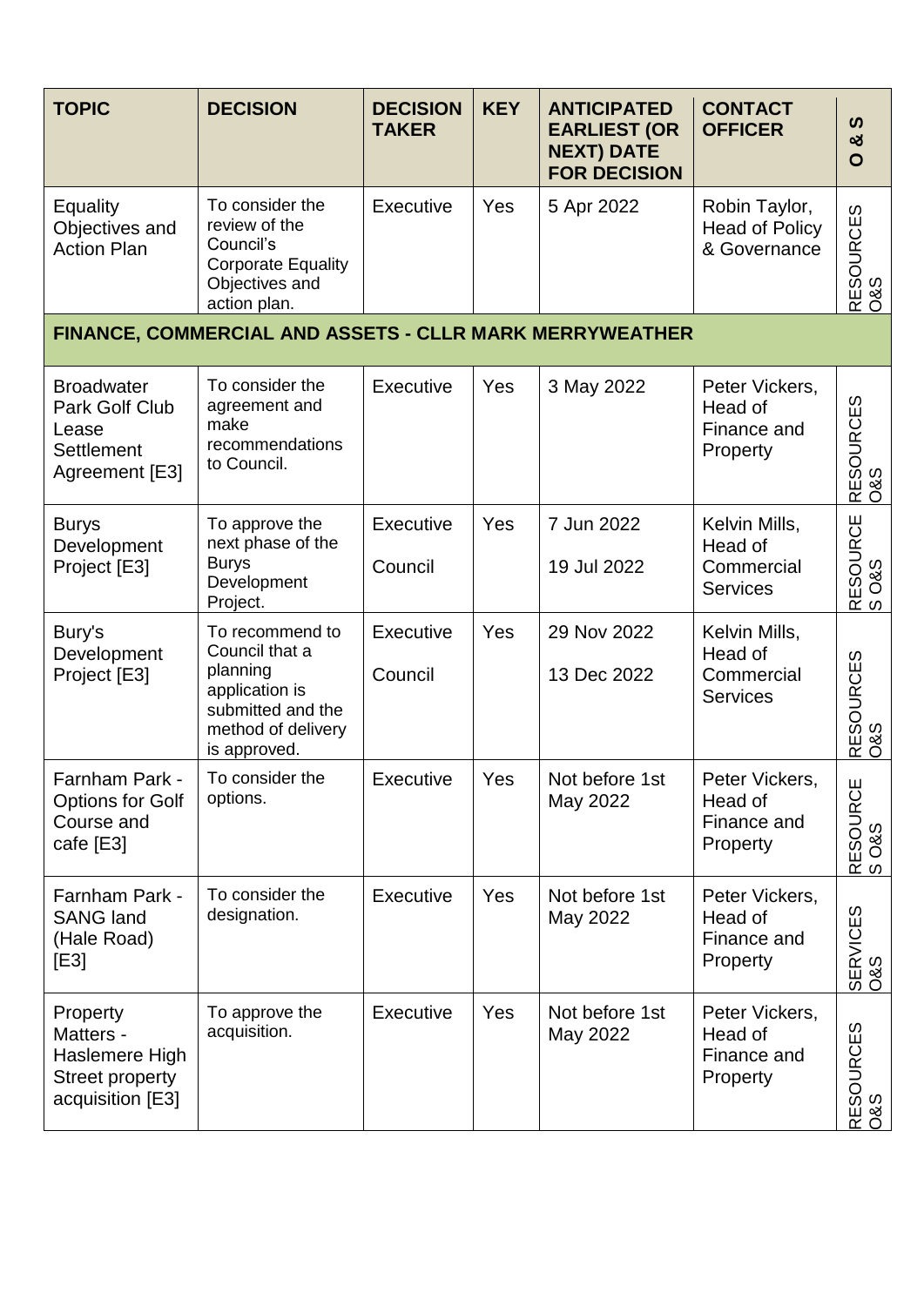| TOPIC | DECISION | DECISION TAKER | KEY | ANTICIPATED EARLIEST (OR NEXT) DATE FOR DECISION | CONTACT OFFICER | O & S |
|---|---|---|---|---|---|---|
| Equality Objectives and Action Plan | To consider the review of the Council's Corporate Equality Objectives and action plan. | Executive | Yes | 5 Apr 2022 | Robin Taylor, Head of Policy & Governance | RESOURCES O&S |
| **FINANCE, COMMERCIAL AND ASSETS - CLLR MARK MERRYWEATHER** | | | | | | |
| Broadwater Park Golf Club Lease Settlement Agreement [E3] | To consider the agreement and make recommendations to Council. | Executive | Yes | 3 May 2022 | Peter Vickers, Head of Finance and Property | RESOURCES O&S |
| Burys Development Project [E3] | To approve the next phase of the Burys Development Project. | Executive<br>Council | Yes | 7 Jun 2022<br>19 Jul 2022 | Kelvin Mills, Head of Commercial Services | RESOURCES O&S |
| Bury's Development Project [E3] | To recommend to Council that a planning application is submitted and the method of delivery is approved. | Executive<br>Council | Yes | 29 Nov 2022<br>13 Dec 2022 | Kelvin Mills, Head of Commercial Services | RESOURCES O&S |
| Farnham Park - Options for Golf Course and cafe [E3] | To consider the options. | Executive | Yes | Not before 1st May 2022 | Peter Vickers, Head of Finance and Property | RESOURCES O&S |
| Farnham Park - SANG land (Hale Road) [E3] | To consider the designation. | Executive | Yes | Not before 1st May 2022 | Peter Vickers, Head of Finance and Property | SERVICES O&S |
| Property Matters - Haslemere High Street property acquisition [E3] | To approve the acquisition. | Executive | Yes | Not before 1st May 2022 | Peter Vickers, Head of Finance and Property | RESOURCES O&S |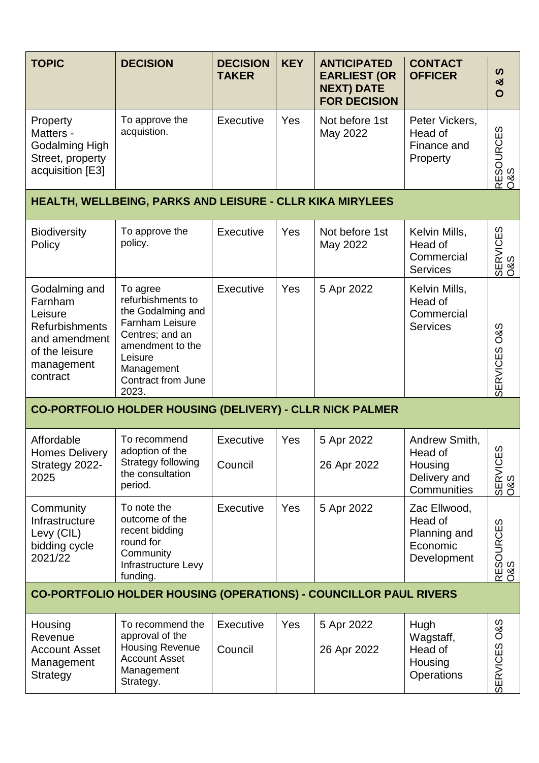| TOPIC | DECISION | DECISION TAKER | KEY | ANTICIPATED EARLIEST (OR NEXT) DATE FOR DECISION | CONTACT OFFICER | O & S |
|---|---|---|---|---|---|---|
| Property Matters - Godalming High Street, property acquisition [E3] | To approve the acquistion. | Executive | Yes | Not before 1st May 2022 | Peter Vickers, Head of Finance and Property | RESOURCES O&S |
| **HEALTH, WELLBEING, PARKS AND LEISURE - CLLR KIKA MIRYLEES** | | | | | | |
| Biodiversity Policy | To approve the policy. | Executive | Yes | Not before 1st May 2022 | Kelvin Mills, Head of Commercial Services | SERVICES O&S |
| Godalming and Farnham Leisure Refurbishments and amendment of the leisure management contract | To agree refurbishments to the Godalming and Farnham Leisure Centres; and an amendment to the Leisure Management Contract from June 2023. | Executive | Yes | 5 Apr 2022 | Kelvin Mills, Head of Commercial Services | SERVICES O&S |
| **CO-PORTFOLIO HOLDER HOUSING (DELIVERY) - CLLR NICK PALMER** | | | | | | |
| Affordable Homes Delivery Strategy 2022-2025 | To recommend adoption of the Strategy following the consultation period. | Executive<br>Council | Yes | 5 Apr 2022<br>26 Apr 2022 | Andrew Smith, Head of Housing Delivery and Communities | SERVICES O&S |
| Community Infrastructure Levy (CIL) bidding cycle 2021/22 | To note the outcome of the recent bidding round for Community Infrastructure Levy funding. | Executive | Yes | 5 Apr 2022 | Zac Ellwood, Head of Planning and Economic Development | RESOURCES O&S |
| **CO-PORTFOLIO HOLDER HOUSING (OPERATIONS) - COUNCILLOR PAUL RIVERS** | | | | | | |
| Housing Revenue Account Asset Management Strategy | To recommend the approval of the Housing Revenue Account Asset Management Strategy. | Executive<br>Council | Yes | 5 Apr 2022<br>26 Apr 2022 | Hugh Wagstaff, Head of Housing Operations | SERVICES O&S |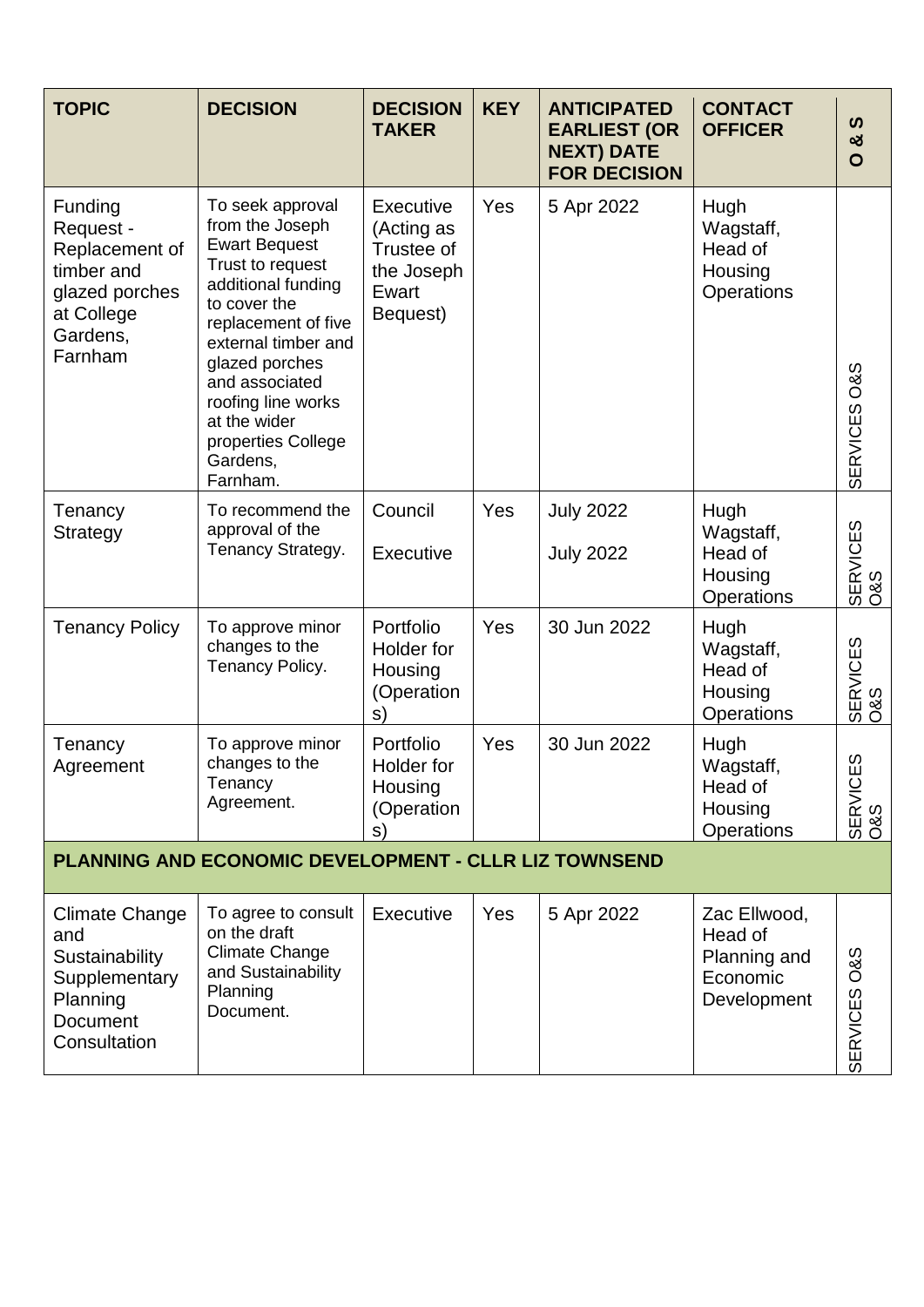| TOPIC | DECISION | DECISION TAKER | KEY | ANTICIPATED EARLIEST (OR NEXT) DATE FOR DECISION | CONTACT OFFICER | O & S |
|---|---|---|---|---|---|---|
| Funding Request - Replacement of timber and glazed porches at College Gardens, Farnham | To seek approval from the Joseph Ewart Bequest Trust to request additional funding to cover the replacement of five external timber and glazed porches and associated roofing line works at the wider properties College Gardens, Farnham. | Executive (Acting as Trustee of the Joseph Ewart Bequest) | Yes | 5 Apr 2022 | Hugh Wagstaff, Head of Housing Operations | SERVICES O&S |
| Tenancy Strategy | To recommend the approval of the Tenancy Strategy. | Council<br><br>Executive | Yes | July 2022<br><br>July 2022 | Hugh Wagstaff, Head of Housing Operations | SERVICES O&S |
| Tenancy Policy | To approve minor changes to the Tenancy Policy. | Portfolio Holder for Housing (Operations) | Yes | 30 Jun 2022 | Hugh Wagstaff, Head of Housing Operations | SERVICES O&S |
| Tenancy Agreement | To approve minor changes to the Tenancy Agreement. | Portfolio Holder for Housing (Operations) | Yes | 30 Jun 2022 | Hugh Wagstaff, Head of Housing Operations | SERVICES O&S |
| **PLANNING AND ECONOMIC DEVELOPMENT - CLLR LIZ TOWNSEND** | | | | | | |
| Climate Change and Sustainability Supplementary Planning Document Consultation | To agree to consult on the draft Climate Change and Sustainability Planning Document. | Executive | Yes | 5 Apr 2022 | Zac Ellwood, Head of Planning and Economic Development | SERVICES O&S |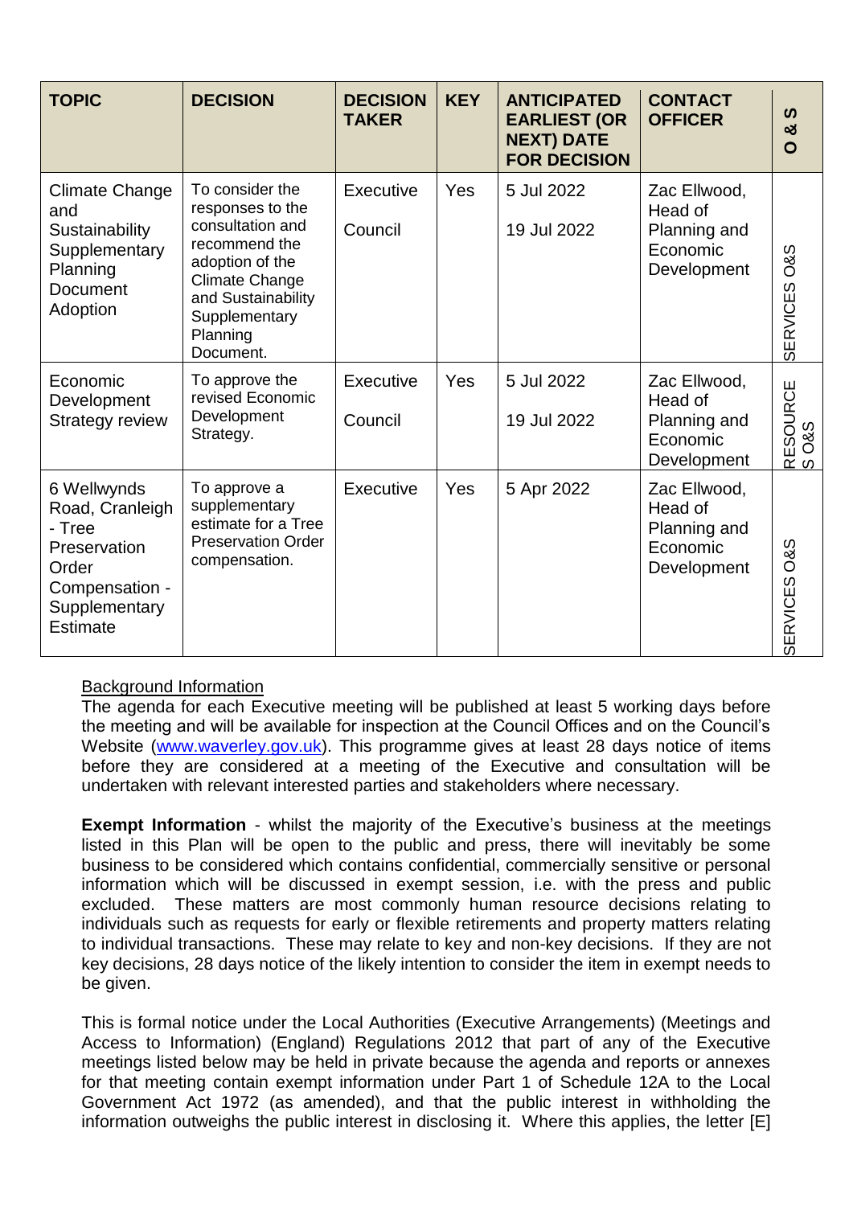| TOPIC | DECISION | DECISION TAKER | KEY | ANTICIPATED EARLIEST (OR NEXT) DATE FOR DECISION | CONTACT OFFICER | O & S |
|---|---|---|---|---|---|---|
| Climate Change and Sustainability Supplementary Planning Document Adoption | To consider the responses to the consultation and recommend the adoption of the Climate Change and Sustainability Supplementary Planning Document. | Executive<br><br>Council | Yes | 5 Jul 2022<br><br>19 Jul 2022 | Zac Ellwood, Head of Planning and Economic Development | SERVICES O&S |
| Economic Development Strategy review | To approve the revised Economic Development Strategy. | Executive<br><br>Council | Yes | 5 Jul 2022<br><br>19 Jul 2022 | Zac Ellwood, Head of Planning and Economic Development | RESOURCES O&S |
| 6 Wellwynds Road, Cranleigh - Tree Preservation Order Compensation - Supplementary Estimate | To approve a supplementary estimate for a Tree Preservation Order compensation. | Executive | Yes | 5 Apr 2022 | Zac Ellwood, Head of Planning and Economic Development | SERVICES O&S |

Background Information

The agenda for each Executive meeting will be published at least 5 working days before the meeting and will be available for inspection at the Council Offices and on the Council's Website (www.waverley.gov.uk). This programme gives at least 28 days notice of items before they are considered at a meeting of the Executive and consultation will be undertaken with relevant interested parties and stakeholders where necessary.

**Exempt Information** - whilst the majority of the Executive's business at the meetings listed in this Plan will be open to the public and press, there will inevitably be some business to be considered which contains confidential, commercially sensitive or personal information which will be discussed in exempt session, i.e. with the press and public excluded. These matters are most commonly human resource decisions relating to individuals such as requests for early or flexible retirements and property matters relating to individual transactions. These may relate to key and non-key decisions. If they are not key decisions, 28 days notice of the likely intention to consider the item in exempt needs to be given.

This is formal notice under the Local Authorities (Executive Arrangements) (Meetings and Access to Information) (England) Regulations 2012 that part of any of the Executive meetings listed below may be held in private because the agenda and reports or annexes for that meeting contain exempt information under Part 1 of Schedule 12A to the Local Government Act 1972 (as amended), and that the public interest in withholding the information outweighs the public interest in disclosing it. Where this applies, the letter [E]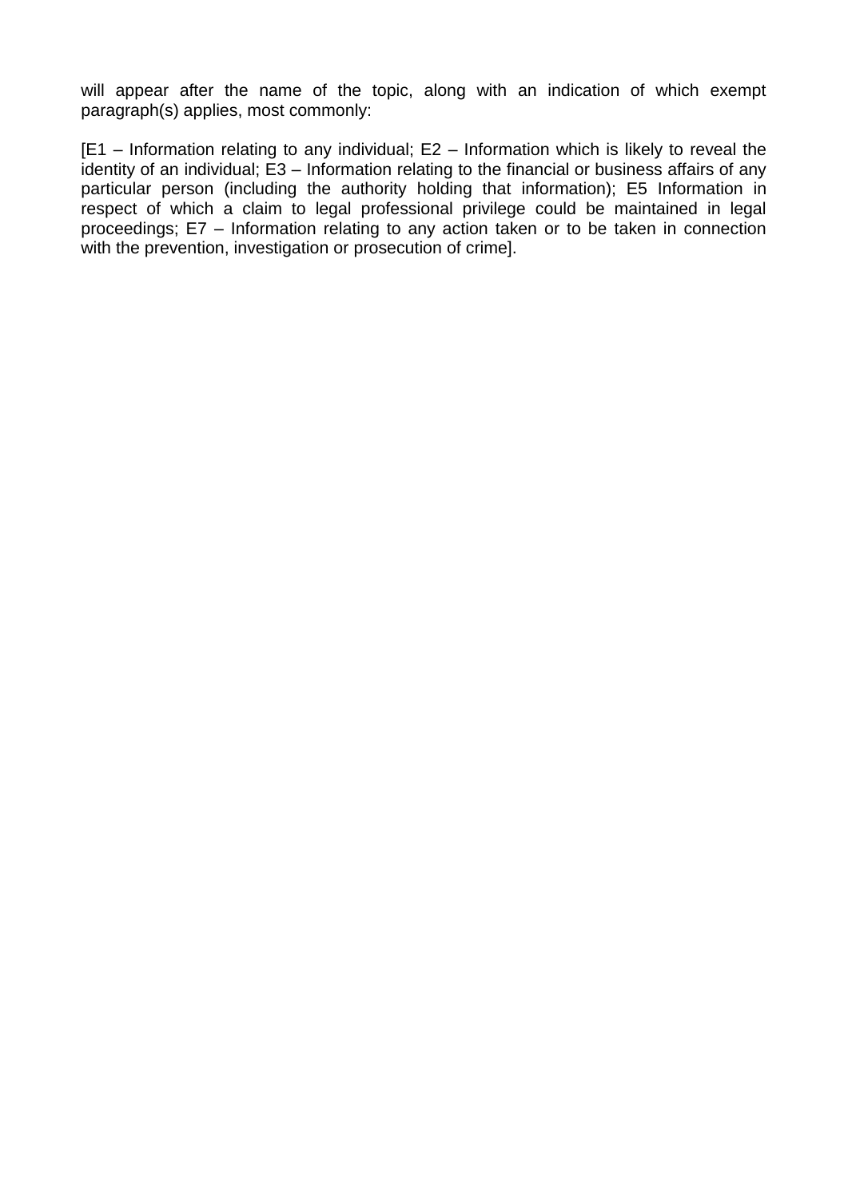will appear after the name of the topic, along with an indication of which exempt paragraph(s) applies, most commonly:

[E1 – Information relating to any individual; E2 – Information which is likely to reveal the identity of an individual; E3 – Information relating to the financial or business affairs of any particular person (including the authority holding that information); E5 Information in respect of which a claim to legal professional privilege could be maintained in legal proceedings; E7 – Information relating to any action taken or to be taken in connection with the prevention, investigation or prosecution of crime].